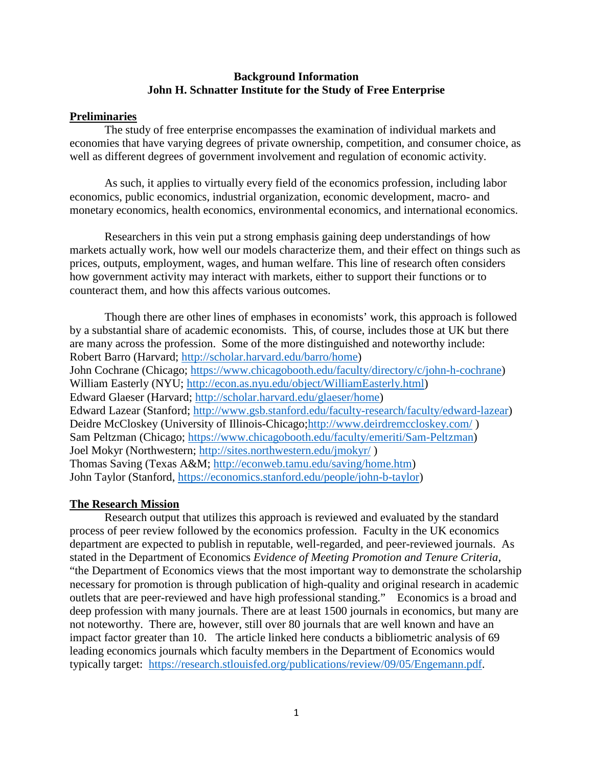**Background Information**
**John H. Schnatter Institute for the Study of Free Enterprise**

## Preliminaries

The study of free enterprise encompasses the examination of individual markets and economies that have varying degrees of private ownership, competition, and consumer choice, as well as different degrees of government involvement and regulation of economic activity.

As such, it applies to virtually every field of the economics profession, including labor economics, public economics, industrial organization, economic development, macro- and monetary economics, health economics, environmental economics, and international economics.

Researchers in this vein put a strong emphasis gaining deep understandings of how markets actually work, how well our models characterize them, and their effect on things such as prices, outputs, employment, wages, and human welfare. This line of research often considers how government activity may interact with markets, either to support their functions or to counteract them, and how this affects various outcomes.

Though there are other lines of emphases in economists' work, this approach is followed by a substantial share of academic economists. This, of course, includes those at UK but there are many across the profession. Some of the more distinguished and noteworthy include:
Robert Barro (Harvard; http://scholar.harvard.edu/barro/home)
John Cochrane (Chicago; https://www.chicagobooth.edu/faculty/directory/c/john-h-cochrane)
William Easterly (NYU; http://econ.as.nyu.edu/object/WilliamEasterly.html)
Edward Glaeser (Harvard; http://scholar.harvard.edu/glaeser/home)
Edward Lazear (Stanford; http://www.gsb.stanford.edu/faculty-research/faculty/edward-lazear)
Deidre McCloskey (University of Illinois-Chicago;http://www.deirdremccloskey.com/ )
Sam Peltzman (Chicago; https://www.chicagobooth.edu/faculty/emeriti/Sam-Peltzman)
Joel Mokyr (Northwestern; http://sites.northwestern.edu/jmokyr/ )
Thomas Saving (Texas A&M; http://econweb.tamu.edu/saving/home.htm)
John Taylor (Stanford, https://economics.stanford.edu/people/john-b-taylor)

## The Research Mission

Research output that utilizes this approach is reviewed and evaluated by the standard process of peer review followed by the economics profession. Faculty in the UK economics department are expected to publish in reputable, well-regarded, and peer-reviewed journals. As stated in the Department of Economics *Evidence of Meeting Promotion and Tenure Criteria*, "the Department of Economics views that the most important way to demonstrate the scholarship necessary for promotion is through publication of high-quality and original research in academic outlets that are peer-reviewed and have high professional standing." Economics is a broad and deep profession with many journals. There are at least 1500 journals in economics, but many are not noteworthy. There are, however, still over 80 journals that are well known and have an impact factor greater than 10. The article linked here conducts a bibliometric analysis of 69 leading economics journals which faculty members in the Department of Economics would typically target: https://research.stlouisfed.org/publications/review/09/05/Engemann.pdf.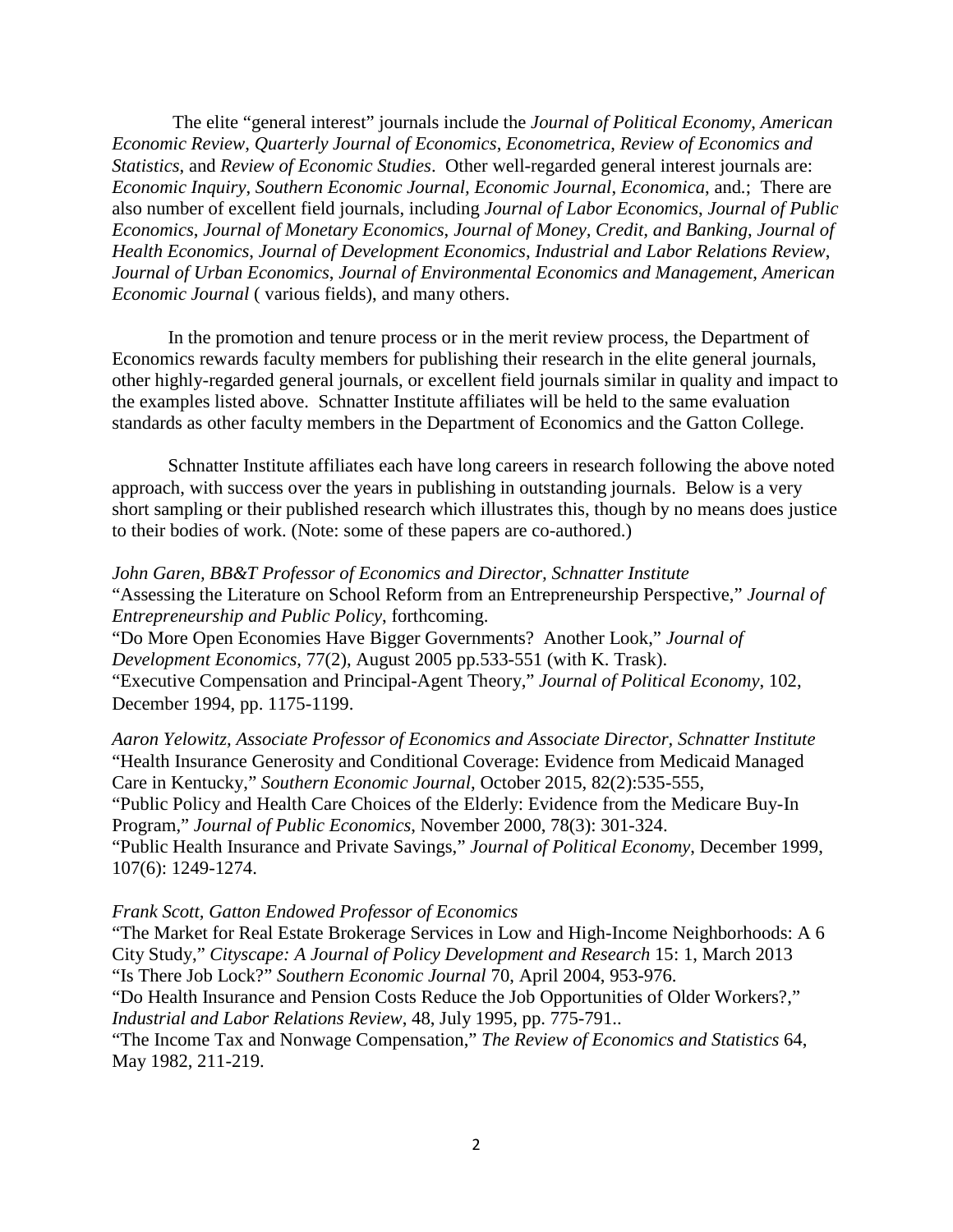The elite "general interest" journals include the *Journal of Political Economy*, *American Economic Review*, *Quarterly Journal of Economics*, *Econometrica*, *Review of Economics and Statistics*, and *Review of Economic Studies*. Other well-regarded general interest journals are: *Economic Inquiry*, *Southern Economic Journal, Economic Journal*, *Economica*, and.; There are also number of excellent field journals, including *Journal of Labor Economics*, *Journal of Public Economics*, *Journal of Monetary Economics*, *Journal of Money, Credit, and Banking*, *Journal of Health Economics*, *Journal of Development Economics*, *Industrial and Labor Relations Review*, *Journal of Urban Economics*, *Journal of Environmental Economics and Management*, *American Economic Journal* ( various fields), and many others.

In the promotion and tenure process or in the merit review process, the Department of Economics rewards faculty members for publishing their research in the elite general journals, other highly-regarded general journals, or excellent field journals similar in quality and impact to the examples listed above. Schnatter Institute affiliates will be held to the same evaluation standards as other faculty members in the Department of Economics and the Gatton College.

Schnatter Institute affiliates each have long careers in research following the above noted approach, with success over the years in publishing in outstanding journals. Below is a very short sampling or their published research which illustrates this, though by no means does justice to their bodies of work. (Note: some of these papers are co-authored.)

*John Garen, BB&T Professor of Economics and Director, Schnatter Institute*
"Assessing the Literature on School Reform from an Entrepreneurship Perspective," *Journal of Entrepreneurship and Public Policy*, forthcoming.
"Do More Open Economies Have Bigger Governments? Another Look," *Journal of Development Economics*, 77(2), August 2005 pp.533-551 (with K. Trask).
"Executive Compensation and Principal-Agent Theory," *Journal of Political Economy*, 102, December 1994, pp. 1175-1199.

*Aaron Yelowitz, Associate Professor of Economics and Associate Director, Schnatter Institute*
"Health Insurance Generosity and Conditional Coverage: Evidence from Medicaid Managed Care in Kentucky," *Southern Economic Journal*, October 2015, 82(2):535-555,
"Public Policy and Health Care Choices of the Elderly: Evidence from the Medicare Buy-In Program," *Journal of Public Economics*, November 2000, 78(3): 301-324.
"Public Health Insurance and Private Savings," *Journal of Political Economy*, December 1999, 107(6): 1249-1274.

*Frank Scott, Gatton Endowed Professor of Economics*
"The Market for Real Estate Brokerage Services in Low and High-Income Neighborhoods: A 6 City Study," *Cityscape: A Journal of Policy Development and Research* 15: 1, March 2013
"Is There Job Lock?" *Southern Economic Journal* 70, April 2004, 953-976.
"Do Health Insurance and Pension Costs Reduce the Job Opportunities of Older Workers?," *Industrial and Labor Relations Review*, 48, July 1995, pp. 775-791..
"The Income Tax and Nonwage Compensation," *The Review of Economics and Statistics* 64, May 1982, 211-219.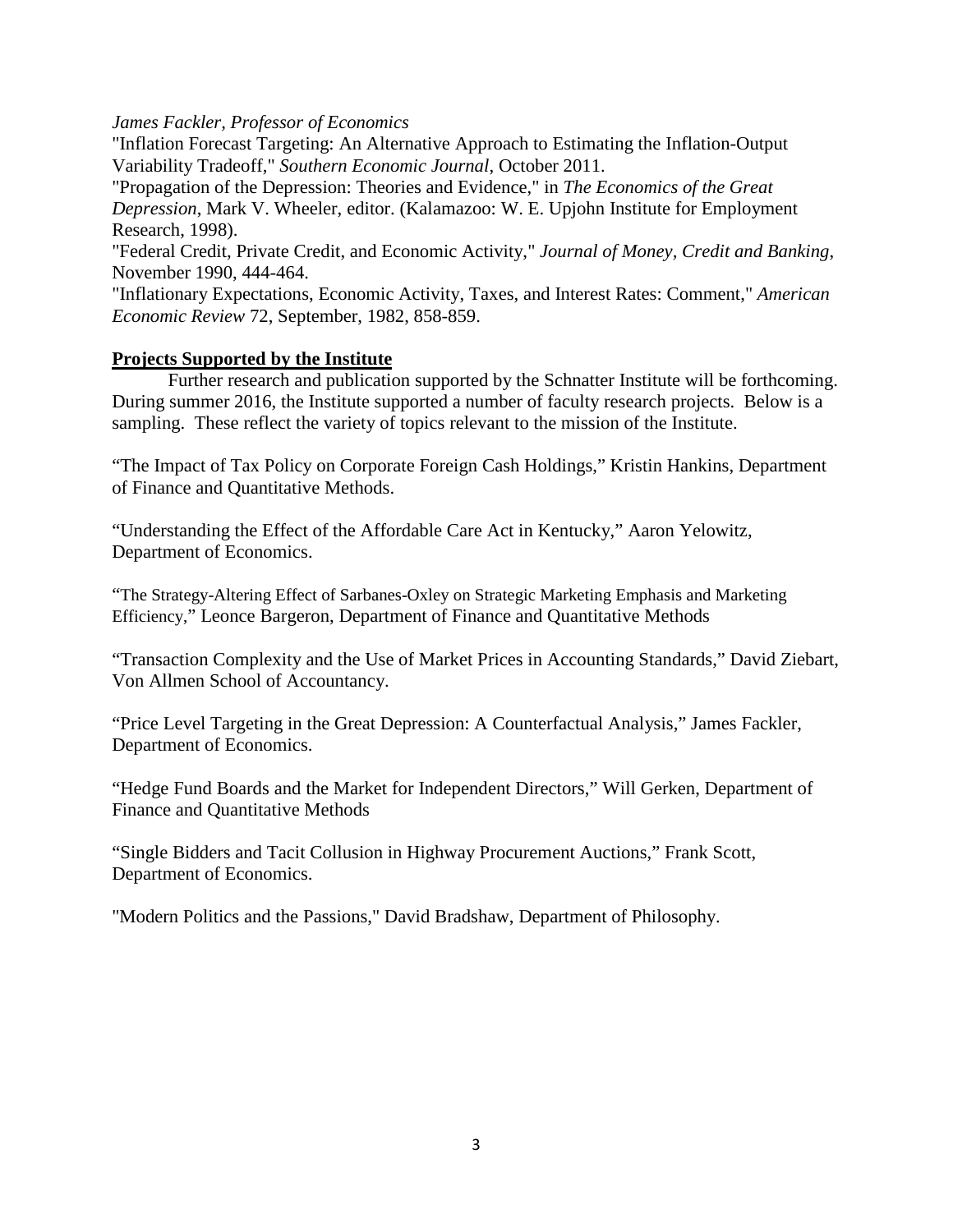*James Fackler, Professor of Economics*

"Inflation Forecast Targeting: An Alternative Approach to Estimating the Inflation-Output Variability Tradeoff," *Southern Economic Journal*, October 2011.

"Propagation of the Depression: Theories and Evidence," in *The Economics of the Great Depression*, Mark V. Wheeler, editor. (Kalamazoo: W. E. Upjohn Institute for Employment Research, 1998).

"Federal Credit, Private Credit, and Economic Activity," *Journal of Money, Credit and Banking*, November 1990, 444-464.

"Inflationary Expectations, Economic Activity, Taxes, and Interest Rates: Comment," *American Economic Review* 72, September, 1982, 858-859.

**Projects Supported by the Institute**

Further research and publication supported by the Schnatter Institute will be forthcoming. During summer 2016, the Institute supported a number of faculty research projects. Below is a sampling. These reflect the variety of topics relevant to the mission of the Institute.

"The Impact of Tax Policy on Corporate Foreign Cash Holdings," Kristin Hankins, Department of Finance and Quantitative Methods.

"Understanding the Effect of the Affordable Care Act in Kentucky," Aaron Yelowitz, Department of Economics.

"The Strategy-Altering Effect of Sarbanes-Oxley on Strategic Marketing Emphasis and Marketing Efficiency," Leonce Bargeron, Department of Finance and Quantitative Methods

"Transaction Complexity and the Use of Market Prices in Accounting Standards," David Ziebart, Von Allmen School of Accountancy.

"Price Level Targeting in the Great Depression: A Counterfactual Analysis," James Fackler, Department of Economics.

"Hedge Fund Boards and the Market for Independent Directors," Will Gerken, Department of Finance and Quantitative Methods

"Single Bidders and Tacit Collusion in Highway Procurement Auctions," Frank Scott, Department of Economics.

"Modern Politics and the Passions," David Bradshaw, Department of Philosophy.